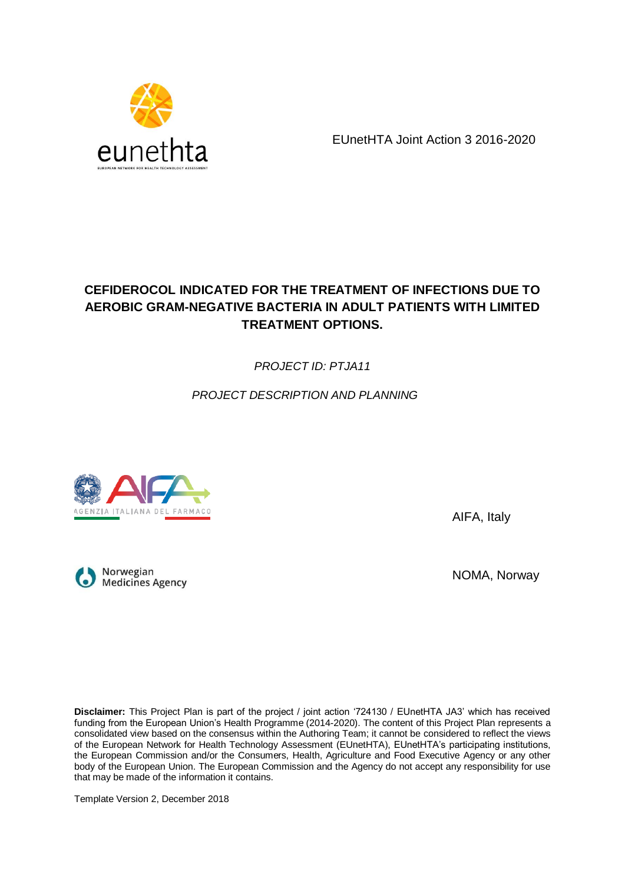eunethta

EUnetHTA Joint Action 3 2016-2020

# CEFIDEROCOL INDICATED FOR THE TREATMENT OF INFECTIONS DUE TO AEROBIC GRAM-NEGATIVE BACTERIA IN ADULT PATIENTS WITH LIMITED TREATMENT OPTIONS.

*PROJECT ID: PTJA11*

*PROJECT DESCRIPTION AND PLANNING*

AIFA, Italy

NOMA, Norway

**Disclaimer:** This Project Plan is part of the project / joint action '724130 / EUnetHTA JA3' which has received funding from the European Union's Health Programme (2014-2020). The content of this Project Plan represents a consolidated view based on the consensus within the Authoring Team; it cannot be considered to reflect the views of the European Network for Health Technology Assessment (EUnetHTA), EUnetHTA's participating institutions, the European Commission and/or the Consumers, Health, Agriculture and Food Executive Agency or any other body of the European Union. The European Commission and the Agency do not accept any responsibility for use that may be made of the information it contains.

Template Version 2, December 2018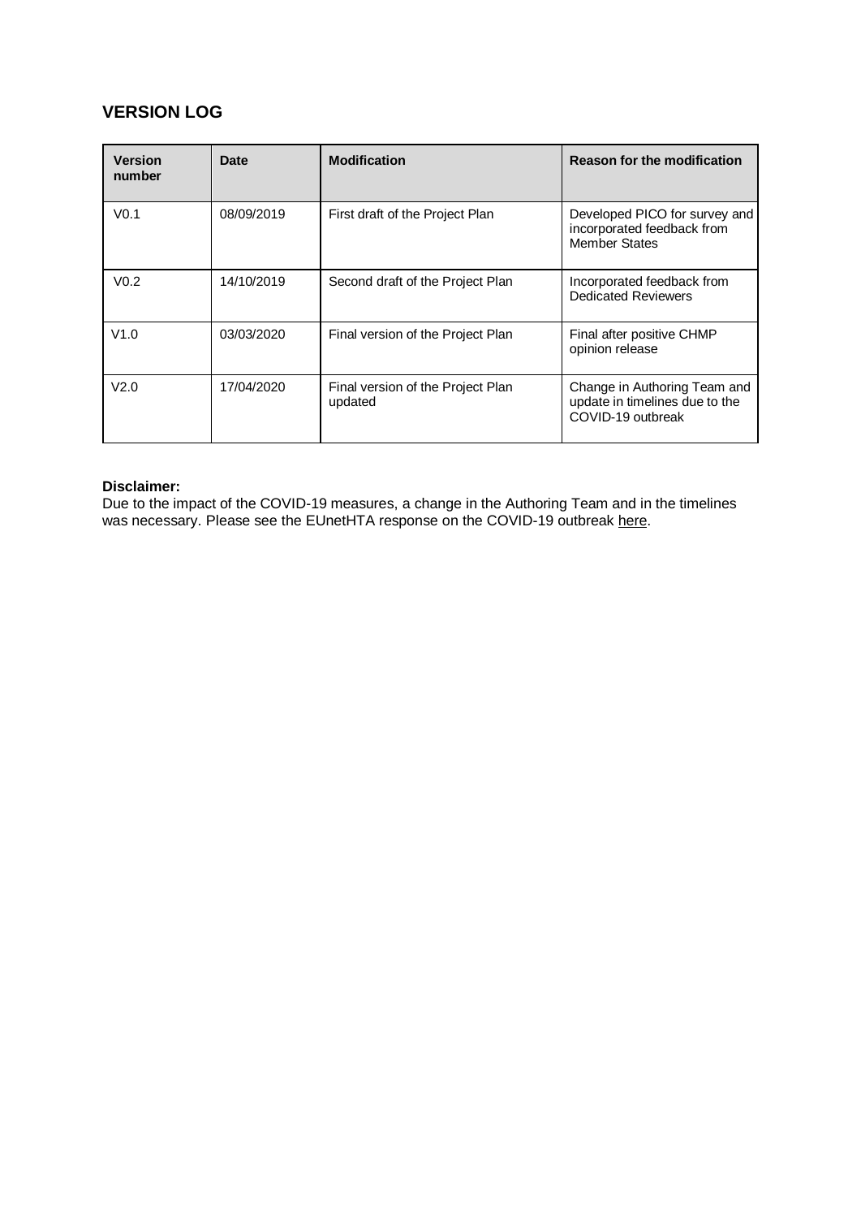## VERSION LOG

| Version number | Date | Modification | Reason for the modification |
| --- | --- | --- | --- |
| V0.1 | 08/09/2019 | First draft of the Project Plan | Developed PICO for survey and incorporated feedback from Member States |
| V0.2 | 14/10/2019 | Second draft of the Project Plan | Incorporated feedback from Dedicated Reviewers |
| V1.0 | 03/03/2020 | Final version of the Project Plan | Final after positive CHMP opinion release |
| V2.0 | 17/04/2020 | Final version of the Project Plan updated | Change in Authoring Team and update in timelines due to the COVID-19 outbreak |

**Disclaimer:**

Due to the impact of the COVID-19 measures, a change in the Authoring Team and in the timelines was necessary. Please see the EUnetHTA response on the COVID-19 outbreak here.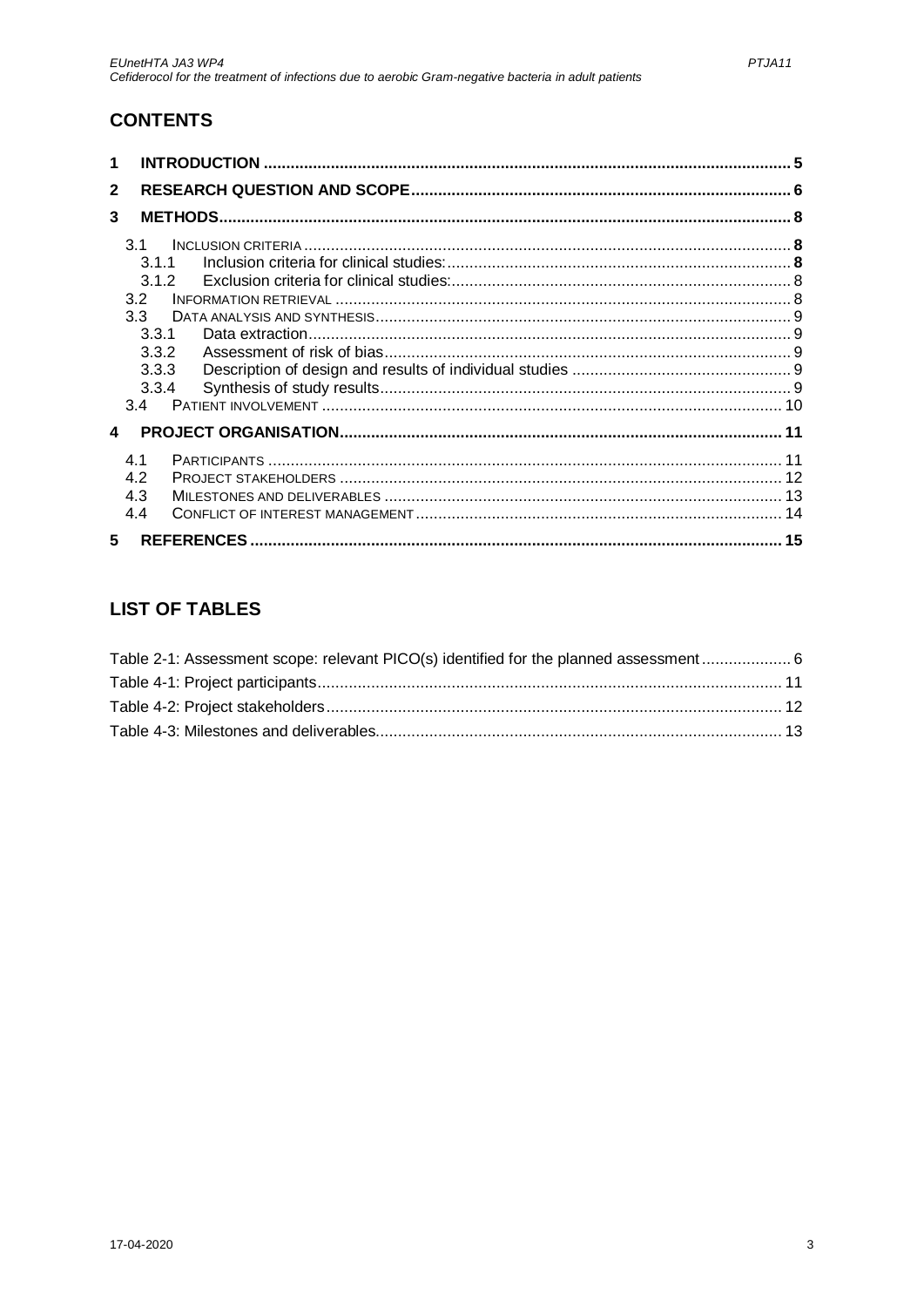## CONTENTS

1 INTRODUCTION ..... 5
2 RESEARCH QUESTION AND SCOPE ..... 6
3 METHODS ..... 8
- 3.1 INCLUSION CRITERIA ..... 8
  - 3.1.1 Inclusion criteria for clinical studies: ..... 8
  - 3.1.2 Exclusion criteria for clinical studies: ..... 8
- 3.2 INFORMATION RETRIEVAL ..... 8
- 3.3 DATA ANALYSIS AND SYNTHESIS ..... 9
  - 3.3.1 Data extraction ..... 9
  - 3.3.2 Assessment of risk of bias ..... 9
  - 3.3.3 Description of design and results of individual studies ..... 9
  - 3.3.4 Synthesis of study results ..... 9
- 3.4 PATIENT INVOLVEMENT ..... 10

4 PROJECT ORGANISATION ..... 11
- 4.1 PARTICIPANTS ..... 11
- 4.2 PROJECT STAKEHOLDERS ..... 12
- 4.3 MILESTONES AND DELIVERABLES ..... 13
- 4.4 CONFLICT OF INTEREST MANAGEMENT ..... 14

5 REFERENCES ..... 15

## LIST OF TABLES

Table 2-1: Assessment scope: relevant PICO(s) identified for the planned assessment ..... 6
Table 4-1: Project participants ..... 11
Table 4-2: Project stakeholders ..... 12
Table 4-3: Milestones and deliverables ..... 13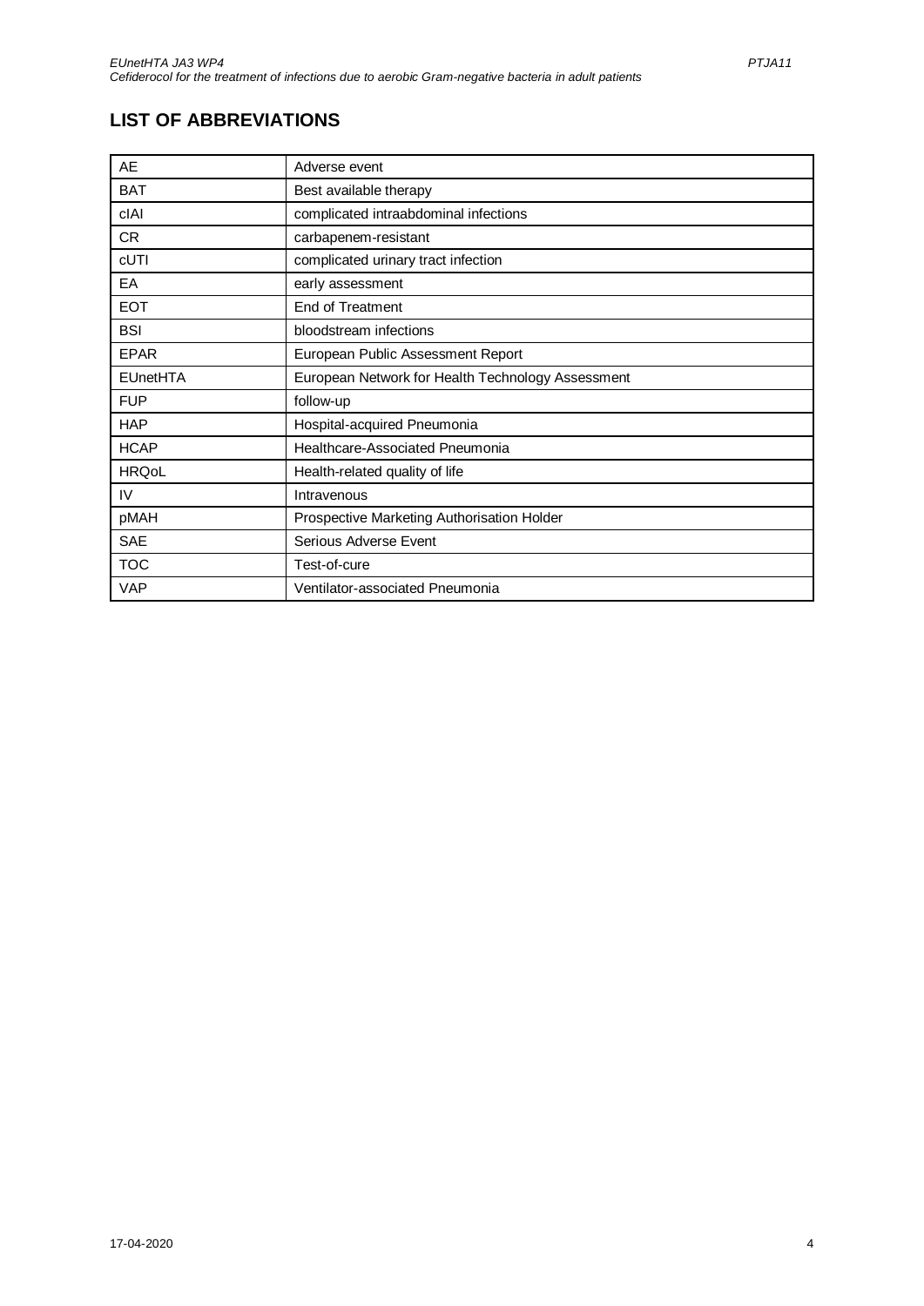## LIST OF ABBREVIATIONS

| | |
|---|---|
| AE | Adverse event |
| BAT | Best available therapy |
| cIAI | complicated intraabdominal infections |
| CR | carbapenem-resistant |
| cUTI | complicated urinary tract infection |
| EA | early assessment |
| EOT | End of Treatment |
| BSI | bloodstream infections |
| EPAR | European Public Assessment Report |
| EUnetHTA | European Network for Health Technology Assessment |
| FUP | follow-up |
| HAP | Hospital-acquired Pneumonia |
| HCAP | Healthcare-Associated Pneumonia |
| HRQoL | Health-related quality of life |
| IV | Intravenous |
| pMAH | Prospective Marketing Authorisation Holder |
| SAE | Serious Adverse Event |
| TOC | Test-of-cure |
| VAP | Ventilator-associated Pneumonia |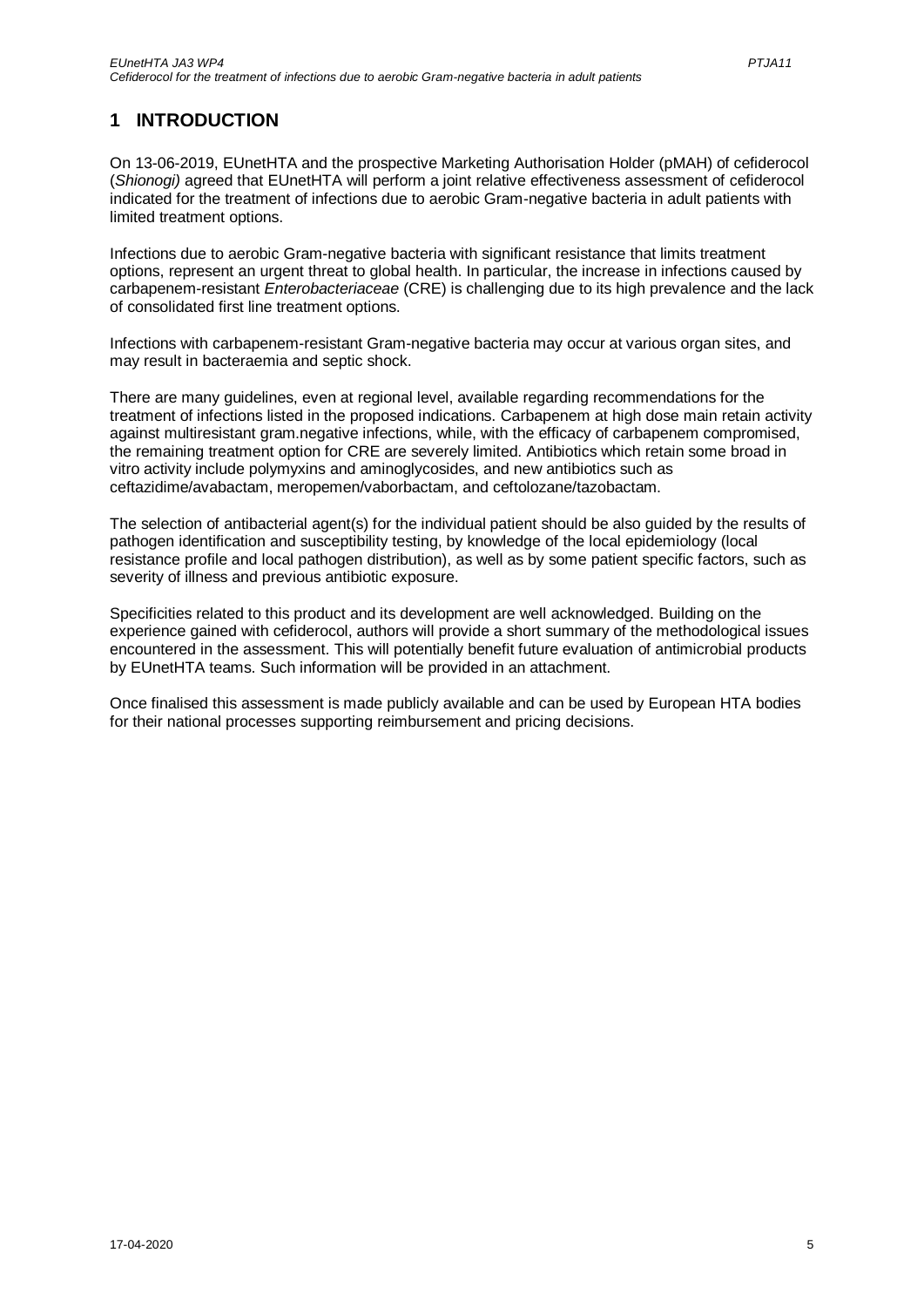# 1 INTRODUCTION

On 13-06-2019, EUnetHTA and the prospective Marketing Authorisation Holder (pMAH) of cefiderocol (*Shionogi)* agreed that EUnetHTA will perform a joint relative effectiveness assessment of cefiderocol indicated for the treatment of infections due to aerobic Gram-negative bacteria in adult patients with limited treatment options.

Infections due to aerobic Gram-negative bacteria with significant resistance that limits treatment options, represent an urgent threat to global health. In particular, the increase in infections caused by carbapenem-resistant *Enterobacteriaceae* (CRE) is challenging due to its high prevalence and the lack of consolidated first line treatment options.

Infections with carbapenem-resistant Gram-negative bacteria may occur at various organ sites, and may result in bacteraemia and septic shock.

There are many guidelines, even at regional level, available regarding recommendations for the treatment of infections listed in the proposed indications. Carbapenem at high dose main retain activity against multiresistant gram.negative infections, while, with the efficacy of carbapenem compromised, the remaining treatment option for CRE are severely limited. Antibiotics which retain some broad in vitro activity include polymyxins and aminoglycosides, and new antibiotics such as ceftazidime/avabactam, meropemen/vaborbactam, and ceftolozane/tazobactam.

The selection of antibacterial agent(s) for the individual patient should be also guided by the results of pathogen identification and susceptibility testing, by knowledge of the local epidemiology (local resistance profile and local pathogen distribution), as well as by some patient specific factors, such as severity of illness and previous antibiotic exposure.

Specificities related to this product and its development are well acknowledged. Building on the experience gained with cefiderocol, authors will provide a short summary of the methodological issues encountered in the assessment. This will potentially benefit future evaluation of antimicrobial products by EUnetHTA teams. Such information will be provided in an attachment.

Once finalised this assessment is made publicly available and can be used by European HTA bodies for their national processes supporting reimbursement and pricing decisions.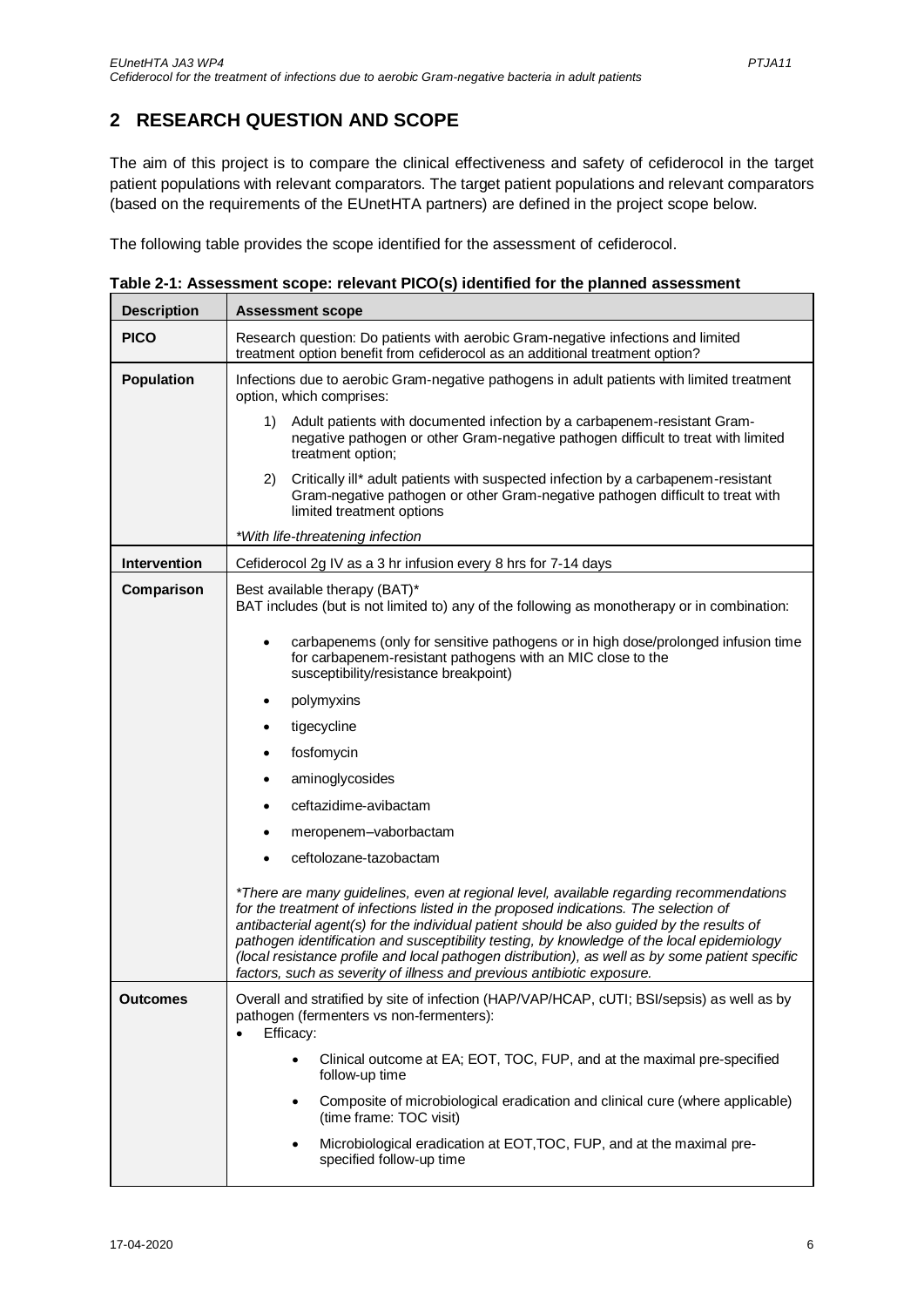## 2 RESEARCH QUESTION AND SCOPE

The aim of this project is to compare the clinical effectiveness and safety of cefiderocol in the target patient populations with relevant comparators. The target patient populations and relevant comparators (based on the requirements of the EUnetHTA partners) are defined in the project scope below.

The following table provides the scope identified for the assessment of cefiderocol.

**Table 2-1: Assessment scope: relevant PICO(s) identified for the planned assessment**

| Description | Assessment scope |
| --- | --- |
| **PICO** | Research question: Do patients with aerobic Gram-negative infections and limited treatment option benefit from cefiderocol as an additional treatment option? |
| **Population** | Infections due to aerobic Gram-negative pathogens in adult patients with limited treatment option, which comprises:<br>1) Adult patients with documented infection by a carbapenem-resistant Gram-negative pathogen or other Gram-negative pathogen difficult to treat with limited treatment option;<br>2) Critically ill* adult patients with suspected infection by a carbapenem-resistant Gram-negative pathogen or other Gram-negative pathogen difficult to treat with limited treatment options<br>*\*With life-threatening infection* |
| **Intervention** | Cefiderocol 2g IV as a 3 hr infusion every 8 hrs for 7-14 days |
| **Comparison** | Best available therapy (BAT)*<br>BAT includes (but is not limited to) any of the following as monotherapy or in combination:<br>• carbapenems (only for sensitive pathogens or in high dose/prolonged infusion time for carbapenem-resistant pathogens with an MIC close to the susceptibility/resistance breakpoint)<br>• polymyxins<br>• tigecycline<br>• fosfomycin<br>• aminoglycosides<br>• ceftazidime-avibactam<br>• meropenem–vaborbactam<br>• ceftolozane-tazobactam<br>*\*There are many guidelines, even at regional level, available regarding recommendations for the treatment of infections listed in the proposed indications. The selection of antibacterial agent(s) for the individual patient should be also guided by the results of pathogen identification and susceptibility testing, by knowledge of the local epidemiology (local resistance profile and local pathogen distribution), as well as by some patient specific factors, such as severity of illness and previous antibiotic exposure.* |
| **Outcomes** | Overall and stratified by site of infection (HAP/VAP/HCAP, cUTI; BSI/sepsis) as well as by pathogen (fermenters vs non-fermenters):<br>• Efficacy:<br>&nbsp;&nbsp;• Clinical outcome at EA; EOT, TOC, FUP, and at the maximal pre-specified follow-up time<br>&nbsp;&nbsp;• Composite of microbiological eradication and clinical cure (where applicable) (time frame: TOC visit)<br>&nbsp;&nbsp;• Microbiological eradication at EOT,TOC, FUP, and at the maximal pre-specified follow-up time |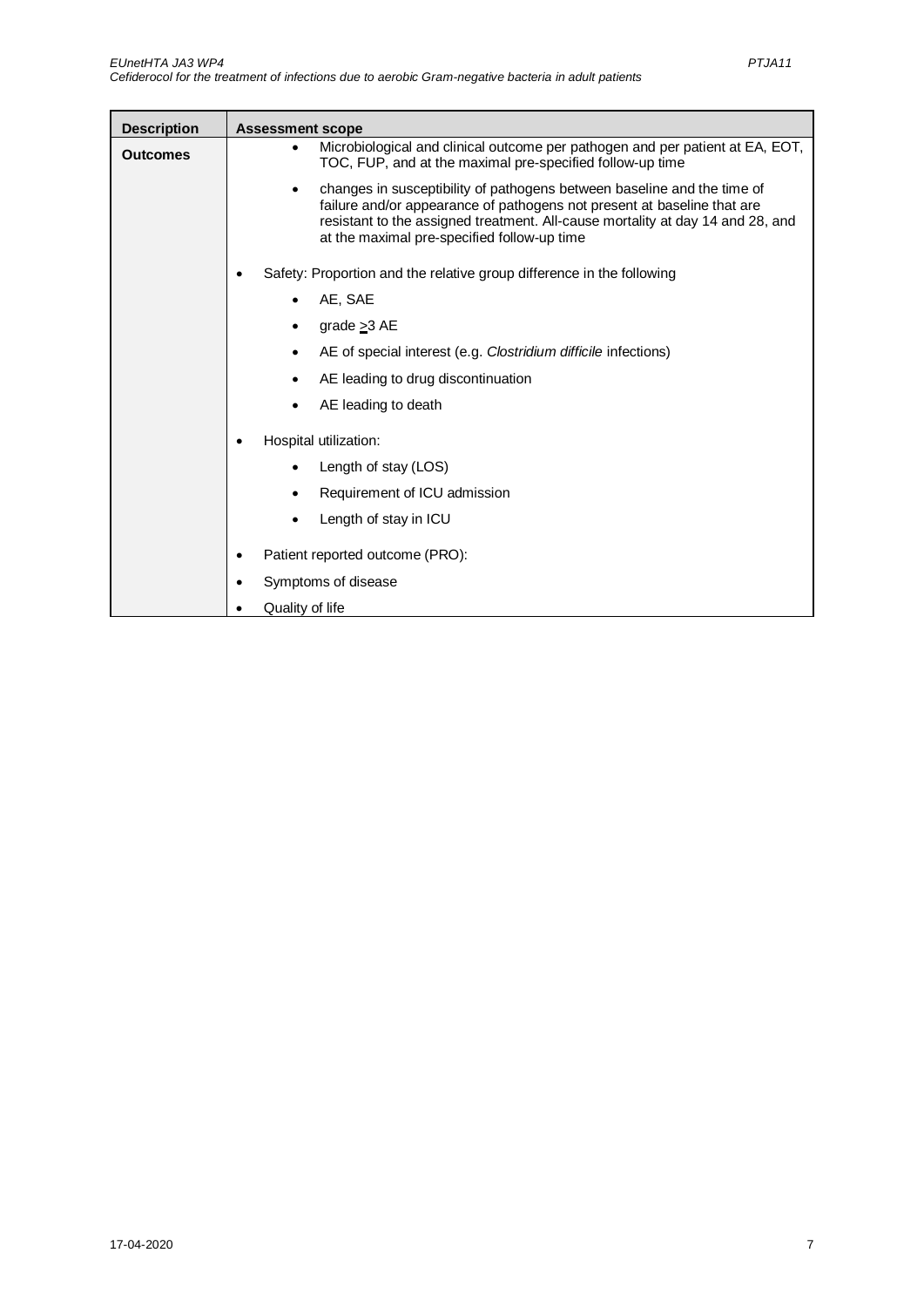| Description | Assessment scope |
|---|---|
| **Outcomes** | • Microbiological and clinical outcome per pathogen and per patient at EA, EOT, TOC, FUP, and at the maximal pre-specified follow-up time<br>• changes in susceptibility of pathogens between baseline and the time of failure and/or appearance of pathogens not present at baseline that are resistant to the assigned treatment. All-cause mortality at day 14 and 28, and at the maximal pre-specified follow-up time<br><br>• Safety: Proportion and the relative group difference in the following<br>  • AE, SAE<br>  • grade ≥3 AE<br>  • AE of special interest (e.g. *Clostridium difficile* infections)<br>  • AE leading to drug discontinuation<br>  • AE leading to death<br><br>• Hospital utilization:<br>  • Length of stay (LOS)<br>  • Requirement of ICU admission<br>  • Length of stay in ICU<br><br>• Patient reported outcome (PRO):<br>• Symptoms of disease<br>• Quality of life |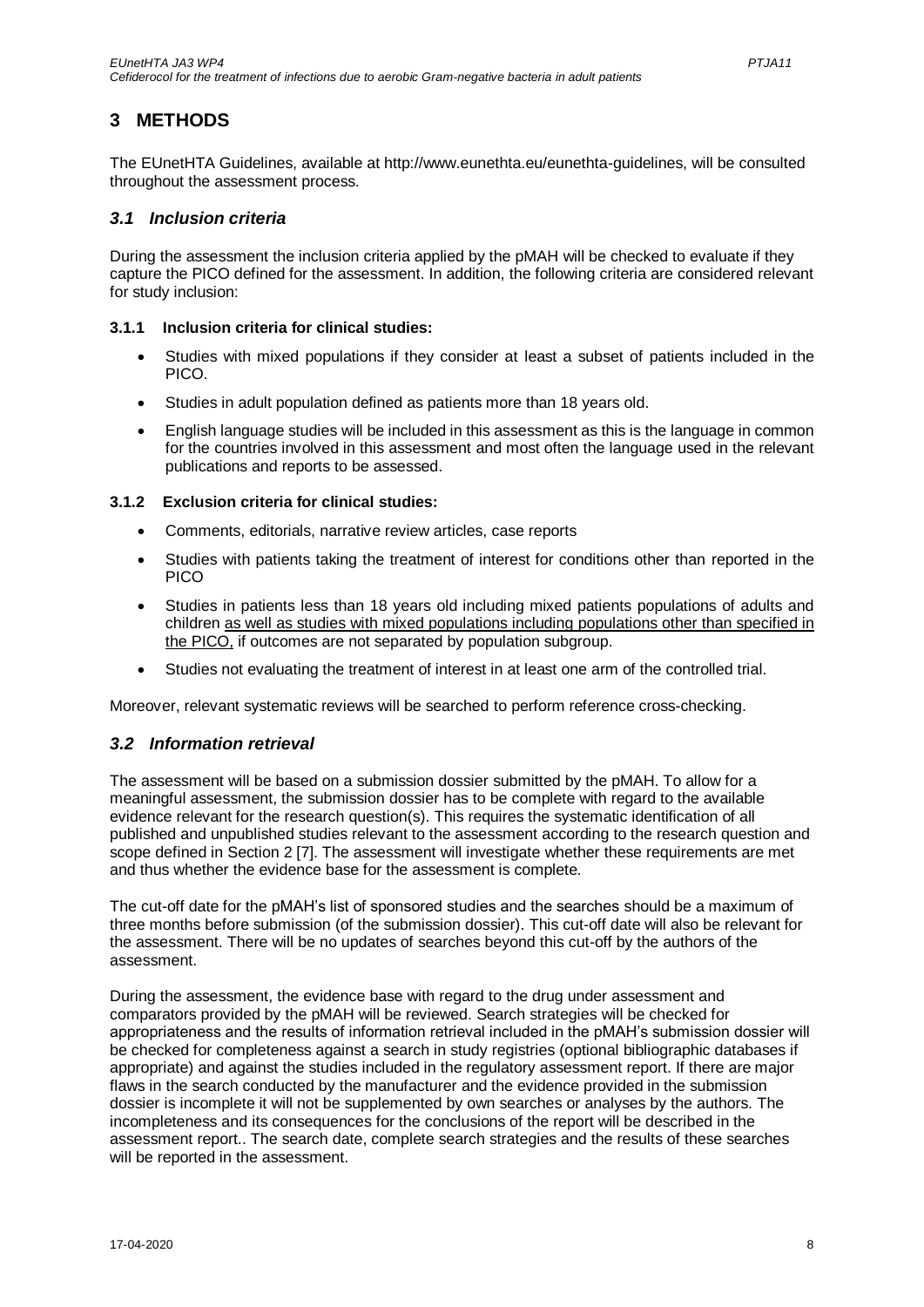# 3 METHODS

The EUnetHTA Guidelines, available at http://www.eunethta.eu/eunethta-guidelines, will be consulted throughout the assessment process.

## *3.1 Inclusion criteria*

During the assessment the inclusion criteria applied by the pMAH will be checked to evaluate if they capture the PICO defined for the assessment. In addition, the following criteria are considered relevant for study inclusion:

### 3.1.1 Inclusion criteria for clinical studies:

- Studies with mixed populations if they consider at least a subset of patients included in the PICO.
- Studies in adult population defined as patients more than 18 years old.
- English language studies will be included in this assessment as this is the language in common for the countries involved in this assessment and most often the language used in the relevant publications and reports to be assessed.

### 3.1.2 Exclusion criteria for clinical studies:

- Comments, editorials, narrative review articles, case reports
- Studies with patients taking the treatment of interest for conditions other than reported in the PICO
- Studies in patients less than 18 years old including mixed patients populations of adults and children <u>as well as studies with mixed populations including populations other than specified in the PICO,</u> if outcomes are not separated by population subgroup.
- Studies not evaluating the treatment of interest in at least one arm of the controlled trial.

Moreover, relevant systematic reviews will be searched to perform reference cross-checking.

## *3.2 Information retrieval*

The assessment will be based on a submission dossier submitted by the pMAH. To allow for a meaningful assessment, the submission dossier has to be complete with regard to the available evidence relevant for the research question(s). This requires the systematic identification of all published and unpublished studies relevant to the assessment according to the research question and scope defined in Section 2 [7]. The assessment will investigate whether these requirements are met and thus whether the evidence base for the assessment is complete.

The cut-off date for the pMAH's list of sponsored studies and the searches should be a maximum of three months before submission (of the submission dossier). This cut-off date will also be relevant for the assessment. There will be no updates of searches beyond this cut-off by the authors of the assessment.

During the assessment, the evidence base with regard to the drug under assessment and comparators provided by the pMAH will be reviewed. Search strategies will be checked for appropriateness and the results of information retrieval included in the pMAH's submission dossier will be checked for completeness against a search in study registries (optional bibliographic databases if appropriate) and against the studies included in the regulatory assessment report. If there are major flaws in the search conducted by the manufacturer and the evidence provided in the submission dossier is incomplete it will not be supplemented by own searches or analyses by the authors. The incompleteness and its consequences for the conclusions of the report will be described in the assessment report.. The search date, complete search strategies and the results of these searches will be reported in the assessment.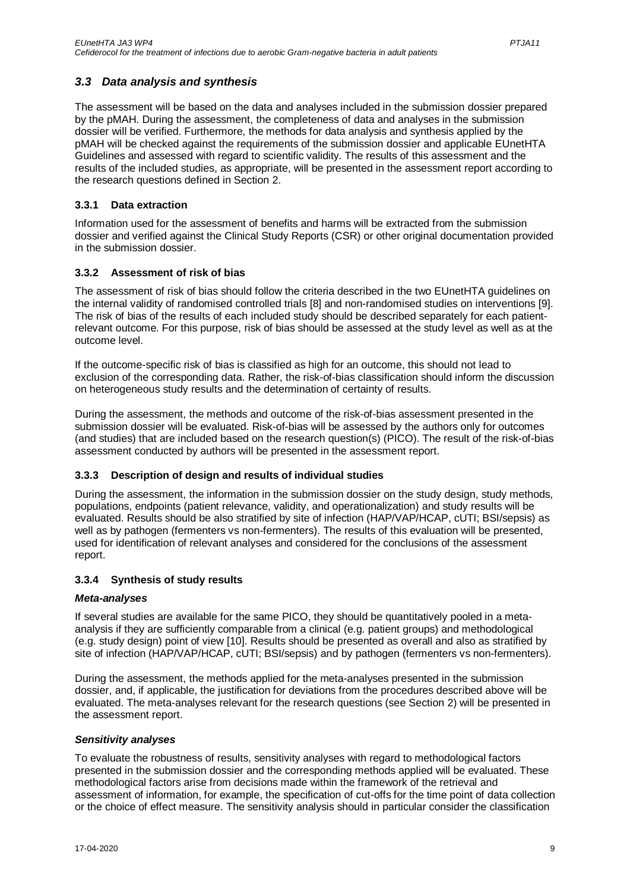## *3.3 Data analysis and synthesis*

The assessment will be based on the data and analyses included in the submission dossier prepared by the pMAH. During the assessment, the completeness of data and analyses in the submission dossier will be verified. Furthermore, the methods for data analysis and synthesis applied by the pMAH will be checked against the requirements of the submission dossier and applicable EUnetHTA Guidelines and assessed with regard to scientific validity. The results of this assessment and the results of the included studies, as appropriate, will be presented in the assessment report according to the research questions defined in Section 2.

### 3.3.1 Data extraction

Information used for the assessment of benefits and harms will be extracted from the submission dossier and verified against the Clinical Study Reports (CSR) or other original documentation provided in the submission dossier.

### 3.3.2 Assessment of risk of bias

The assessment of risk of bias should follow the criteria described in the two EUnetHTA guidelines on the internal validity of randomised controlled trials [8] and non-randomised studies on interventions [9]. The risk of bias of the results of each included study should be described separately for each patient-relevant outcome. For this purpose, risk of bias should be assessed at the study level as well as at the outcome level.

If the outcome-specific risk of bias is classified as high for an outcome, this should not lead to exclusion of the corresponding data. Rather, the risk-of-bias classification should inform the discussion on heterogeneous study results and the determination of certainty of results.

During the assessment, the methods and outcome of the risk-of-bias assessment presented in the submission dossier will be evaluated. Risk-of-bias will be assessed by the authors only for outcomes (and studies) that are included based on the research question(s) (PICO). The result of the risk-of-bias assessment conducted by authors will be presented in the assessment report.

### 3.3.3 Description of design and results of individual studies

During the assessment, the information in the submission dossier on the study design, study methods, populations, endpoints (patient relevance, validity, and operationalization) and study results will be evaluated. Results should be also stratified by site of infection (HAP/VAP/HCAP, cUTI; BSI/sepsis) as well as by pathogen (fermenters vs non-fermenters). The results of this evaluation will be presented, used for identification of relevant analyses and considered for the conclusions of the assessment report.

### 3.3.4 Synthesis of study results

#### *Meta-analyses*

If several studies are available for the same PICO, they should be quantitatively pooled in a meta-analysis if they are sufficiently comparable from a clinical (e.g. patient groups) and methodological (e.g. study design) point of view [10]. Results should be presented as overall and also as stratified by site of infection (HAP/VAP/HCAP, cUTI; BSI/sepsis) and by pathogen (fermenters vs non-fermenters).

During the assessment, the methods applied for the meta-analyses presented in the submission dossier, and, if applicable, the justification for deviations from the procedures described above will be evaluated. The meta-analyses relevant for the research questions (see Section 2) will be presented in the assessment report.

#### *Sensitivity analyses*

To evaluate the robustness of results, sensitivity analyses with regard to methodological factors presented in the submission dossier and the corresponding methods applied will be evaluated. These methodological factors arise from decisions made within the framework of the retrieval and assessment of information, for example, the specification of cut-offs for the time point of data collection or the choice of effect measure. The sensitivity analysis should in particular consider the classification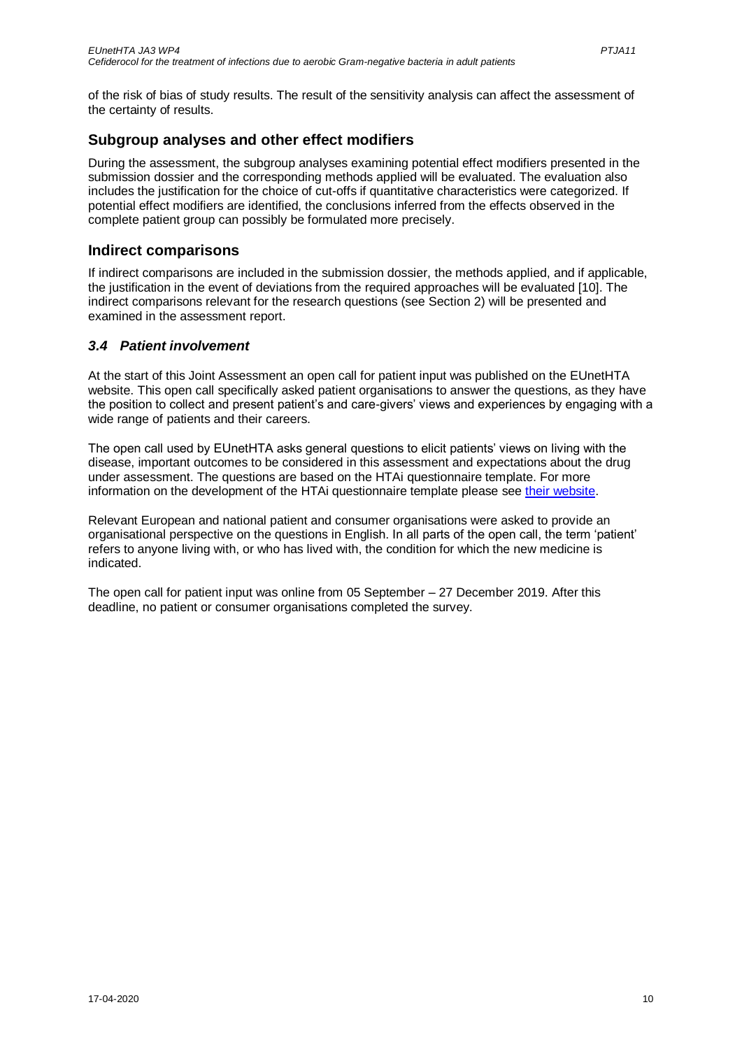of the risk of bias of study results. The result of the sensitivity analysis can affect the assessment of the certainty of results.

### Subgroup analyses and other effect modifiers

During the assessment, the subgroup analyses examining potential effect modifiers presented in the submission dossier and the corresponding methods applied will be evaluated. The evaluation also includes the justification for the choice of cut-offs if quantitative characteristics were categorized. If potential effect modifiers are identified, the conclusions inferred from the effects observed in the complete patient group can possibly be formulated more precisely.

### Indirect comparisons

If indirect comparisons are included in the submission dossier, the methods applied, and if applicable, the justification in the event of deviations from the required approaches will be evaluated [10]. The indirect comparisons relevant for the research questions (see Section 2) will be presented and examined in the assessment report.

## *3.4 Patient involvement*

At the start of this Joint Assessment an open call for patient input was published on the EUnetHTA website. This open call specifically asked patient organisations to answer the questions, as they have the position to collect and present patient's and care-givers' views and experiences by engaging with a wide range of patients and their careers.

The open call used by EUnetHTA asks general questions to elicit patients' views on living with the disease, important outcomes to be considered in this assessment and expectations about the drug under assessment. The questions are based on the HTAi questionnaire template. For more information on the development of the HTAi questionnaire template please see their website.

Relevant European and national patient and consumer organisations were asked to provide an organisational perspective on the questions in English. In all parts of the open call, the term 'patient' refers to anyone living with, or who has lived with, the condition for which the new medicine is indicated.

The open call for patient input was online from 05 September – 27 December 2019. After this deadline, no patient or consumer organisations completed the survey.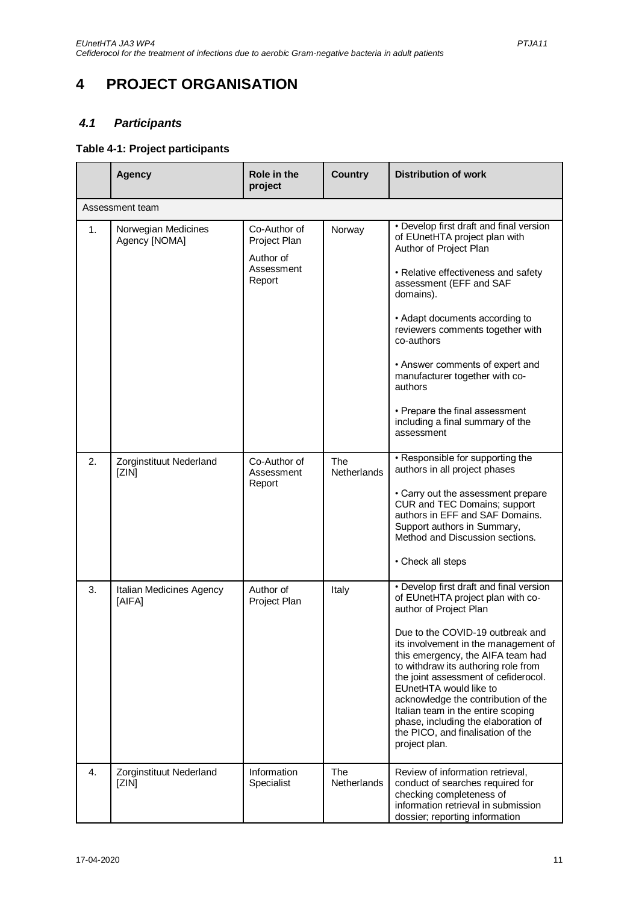# 4 PROJECT ORGANISATION

## *4.1 Participants*

**Table 4-1: Project participants**

| | **Agency** | **Role in the project** | **Country** | **Distribution of work** |
|---|---|---|---|---|
| Assessment team | | | | |
| 1. | Norwegian Medicines Agency [NOMA] | Co-Author of Project Plan<br><br>Author of Assessment Report | Norway | • Develop first draft and final version of EUnetHTA project plan with Author of Project Plan<br><br>• Relative effectiveness and safety assessment (EFF and SAF domains).<br><br>• Adapt documents according to reviewers comments together with co-authors<br><br>• Answer comments of expert and manufacturer together with co-authors<br><br>• Prepare the final assessment including a final summary of the assessment |
| 2. | Zorginstituut Nederland [ZIN] | Co-Author of Assessment Report | The Netherlands | • Responsible for supporting the authors in all project phases<br><br>• Carry out the assessment prepare CUR and TEC Domains; support authors in EFF and SAF Domains. Support authors in Summary, Method and Discussion sections.<br><br>• Check all steps |
| 3. | Italian Medicines Agency [AIFA] | Author of Project Plan | Italy | • Develop first draft and final version of EUnetHTA project plan with co-author of Project Plan<br><br>Due to the COVID-19 outbreak and its involvement in the management of this emergency, the AIFA team had to withdraw its authoring role from the joint assessment of cefiderocol. EUnetHTA would like to acknowledge the contribution of the Italian team in the entire scoping phase, including the elaboration of the PICO, and finalisation of the project plan. |
| 4. | Zorginstituut Nederland [ZIN] | Information Specialist | The Netherlands | Review of information retrieval, conduct of searches required for checking completeness of information retrieval in submission dossier; reporting information |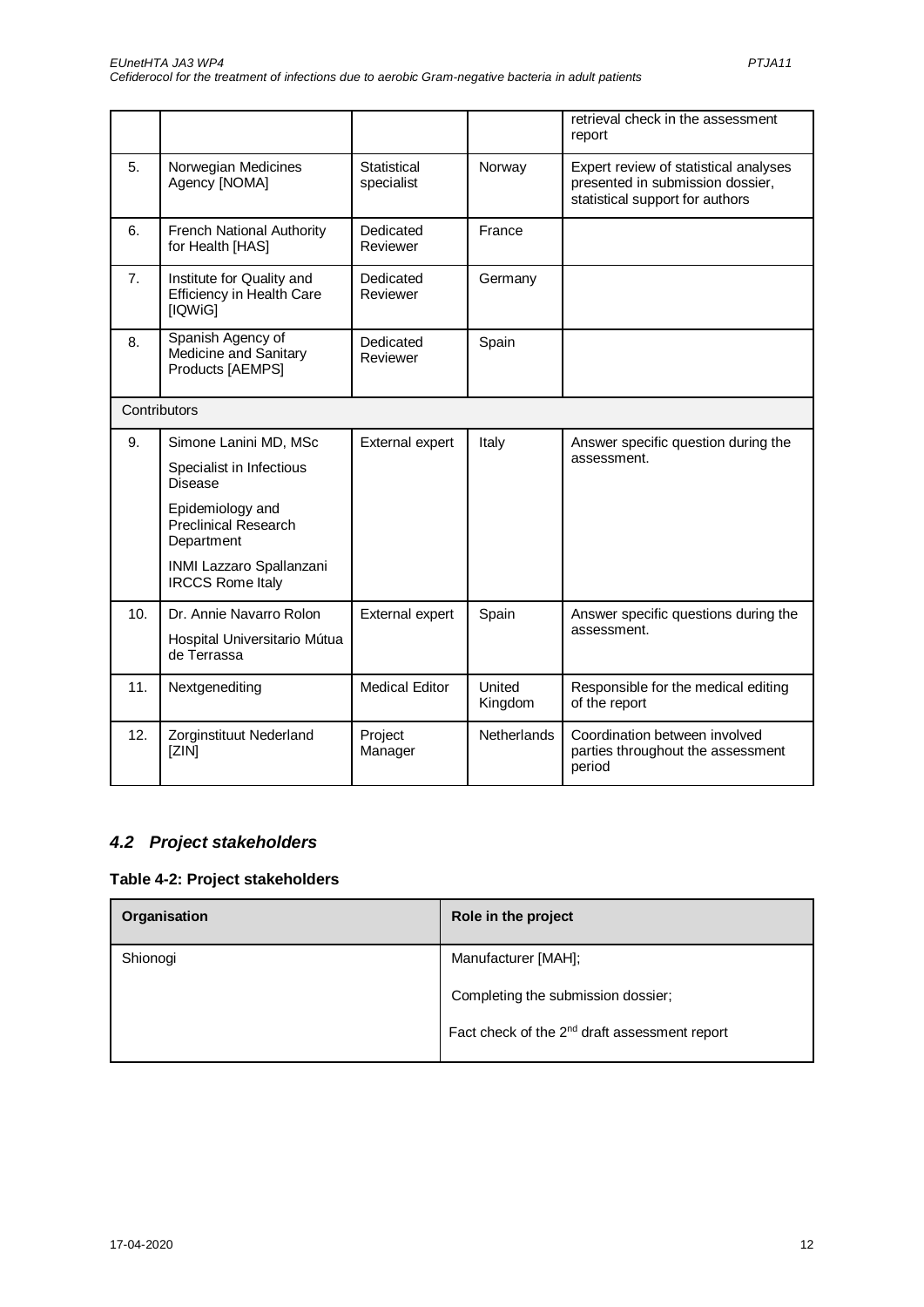|  |  |  |  | retrieval check in the assessment report |
|---|---|---|---|---|
| 5. | Norwegian Medicines Agency [NOMA] | Statistical specialist | Norway | Expert review of statistical analyses presented in submission dossier, statistical support for authors |
| 6. | French National Authority for Health [HAS] | Dedicated Reviewer | France |  |
| 7. | Institute for Quality and Efficiency in Health Care [IQWiG] | Dedicated Reviewer | Germany |  |
| 8. | Spanish Agency of Medicine and Sanitary Products [AEMPS] | Dedicated Reviewer | Spain |  |
| Contributors |  |  |  |  |
| 9. | Simone Lanini MD, MSc<br><br>Specialist in Infectious Disease<br><br>Epidemiology and Preclinical Research Department<br><br>INMI Lazzaro Spallanzani IRCCS Rome Italy | External expert | Italy | Answer specific question during the assessment. |
| 10. | Dr. Annie Navarro Rolon<br><br>Hospital Universitario Mútua de Terrassa | External expert | Spain | Answer specific questions during the assessment. |
| 11. | Nextgenediting | Medical Editor | United Kingdom | Responsible for the medical editing of the report |
| 12. | Zorginstituut Nederland [ZIN] | Project Manager | Netherlands | Coordination between involved parties throughout the assessment period |

## *4.2 Project stakeholders*

**Table 4-2: Project stakeholders**

| Organisation | Role in the project |
|---|---|
| Shionogi | Manufacturer [MAH];<br><br>Completing the submission dossier;<br><br>Fact check of the 2nd draft assessment report |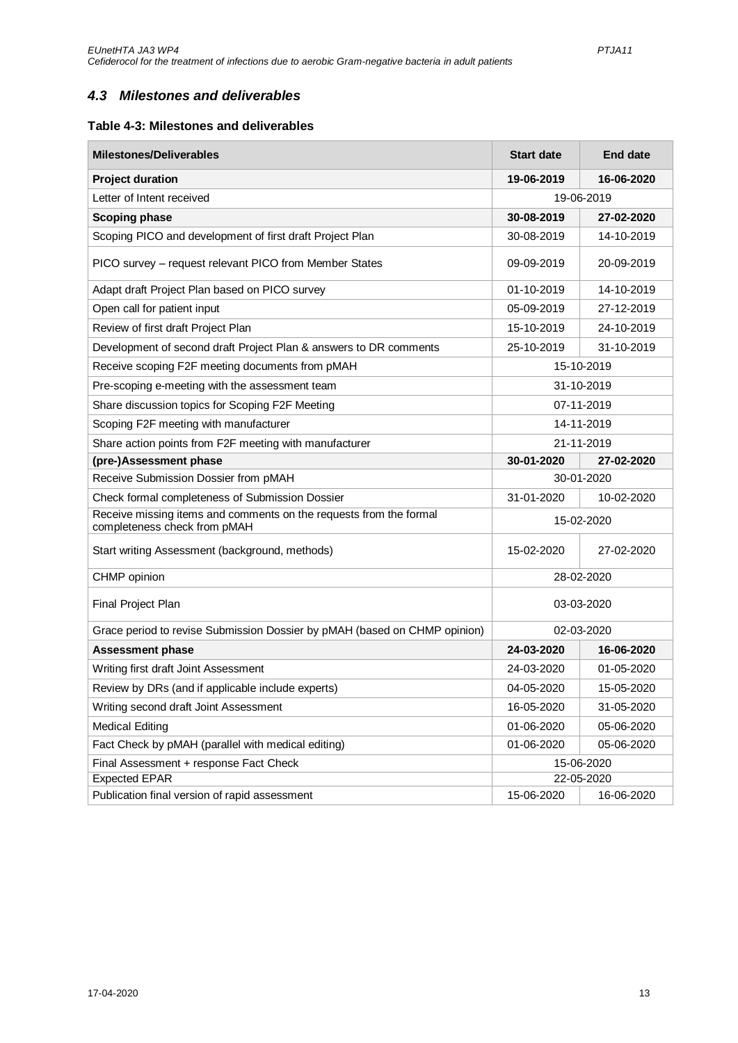## *4.3 Milestones and deliverables*

**Table 4-3: Milestones and deliverables**

| Milestones/Deliverables | Start date | End date |
|---|---|---|
| **Project duration** | **19-06-2019** | **16-06-2020** |
| Letter of Intent received | 19-06-2019 | |
| **Scoping phase** | **30-08-2019** | **27-02-2020** |
| Scoping PICO and development of first draft Project Plan | 30-08-2019 | 14-10-2019 |
| PICO survey – request relevant PICO from Member States | 09-09-2019 | 20-09-2019 |
| Adapt draft Project Plan based on PICO survey | 01-10-2019 | 14-10-2019 |
| Open call for patient input | 05-09-2019 | 27-12-2019 |
| Review of first draft Project Plan | 15-10-2019 | 24-10-2019 |
| Development of second draft Project Plan & answers to DR comments | 25-10-2019 | 31-10-2019 |
| Receive scoping F2F meeting documents from pMAH | 15-10-2019 | |
| Pre-scoping e-meeting with the assessment team | 31-10-2019 | |
| Share discussion topics for Scoping F2F Meeting | 07-11-2019 | |
| Scoping F2F meeting with manufacturer | 14-11-2019 | |
| Share action points from F2F meeting with manufacturer | 21-11-2019 | |
| **(pre-)Assessment phase** | **30-01-2020** | **27-02-2020** |
| Receive Submission Dossier from pMAH | 30-01-2020 | |
| Check formal completeness of Submission Dossier | 31-01-2020 | 10-02-2020 |
| Receive missing items and comments on the requests from the formal completeness check from pMAH | 15-02-2020 | |
| Start writing Assessment (background, methods) | 15-02-2020 | 27-02-2020 |
| CHMP opinion | 28-02-2020 | |
| Final Project Plan | 03-03-2020 | |
| Grace period to revise Submission Dossier by pMAH (based on CHMP opinion) | 02-03-2020 | |
| **Assessment phase** | **24-03-2020** | **16-06-2020** |
| Writing first draft Joint Assessment | 24-03-2020 | 01-05-2020 |
| Review by DRs (and if applicable include experts) | 04-05-2020 | 15-05-2020 |
| Writing second draft Joint Assessment | 16-05-2020 | 31-05-2020 |
| Medical Editing | 01-06-2020 | 05-06-2020 |
| Fact Check by pMAH (parallel with medical editing) | 01-06-2020 | 05-06-2020 |
| Final Assessment + response Fact Check | 15-06-2020 | |
| Expected EPAR | 22-05-2020 | |
| Publication final version of rapid assessment | 15-06-2020 | 16-06-2020 |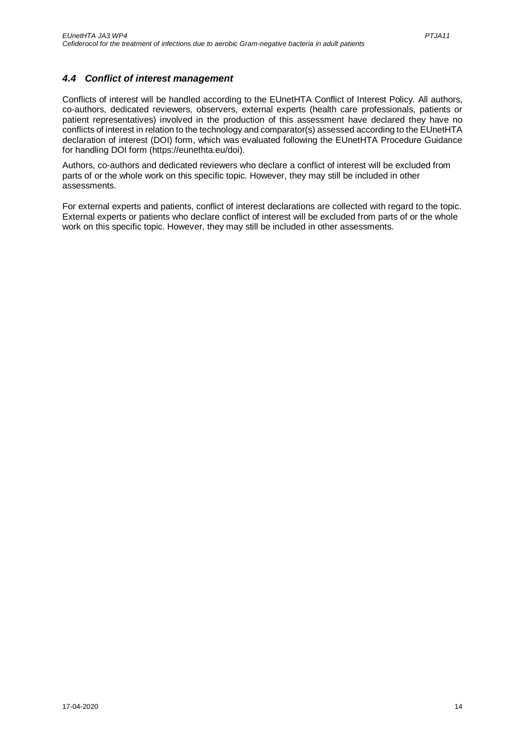### *4.4 Conflict of interest management*

Conflicts of interest will be handled according to the EUnetHTA Conflict of Interest Policy. All authors, co-authors, dedicated reviewers, observers, external experts (health care professionals, patients or patient representatives) involved in the production of this assessment have declared they have no conflicts of interest in relation to the technology and comparator(s) assessed according to the EUnetHTA declaration of interest (DOI) form, which was evaluated following the EUnetHTA Procedure Guidance for handling DOI form (https://eunethta.eu/doi).

Authors, co-authors and dedicated reviewers who declare a conflict of interest will be excluded from parts of or the whole work on this specific topic. However, they may still be included in other assessments.

For external experts and patients, conflict of interest declarations are collected with regard to the topic. External experts or patients who declare conflict of interest will be excluded from parts of or the whole work on this specific topic. However, they may still be included in other assessments.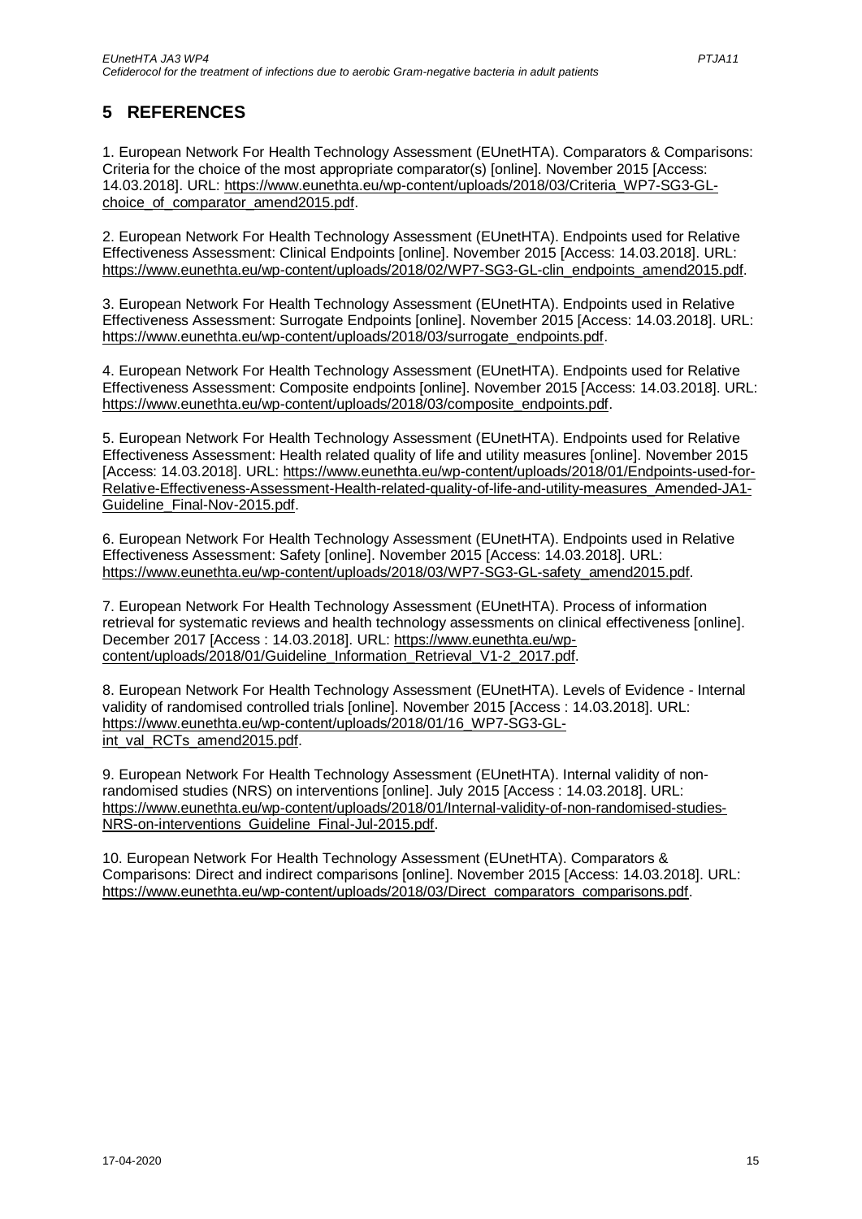# 5 REFERENCES

1. European Network For Health Technology Assessment (EUnetHTA). Comparators & Comparisons: Criteria for the choice of the most appropriate comparator(s) [online]. November 2015 [Access: 14.03.2018]. URL: https://www.eunethta.eu/wp-content/uploads/2018/03/Criteria_WP7-SG3-GL-choice_of_comparator_amend2015.pdf.

2. European Network For Health Technology Assessment (EUnetHTA). Endpoints used for Relative Effectiveness Assessment: Clinical Endpoints [online]. November 2015 [Access: 14.03.2018]. URL: https://www.eunethta.eu/wp-content/uploads/2018/02/WP7-SG3-GL-clin_endpoints_amend2015.pdf.

3. European Network For Health Technology Assessment (EUnetHTA). Endpoints used in Relative Effectiveness Assessment: Surrogate Endpoints [online]. November 2015 [Access: 14.03.2018]. URL: https://www.eunethta.eu/wp-content/uploads/2018/03/surrogate_endpoints.pdf.

4. European Network For Health Technology Assessment (EUnetHTA). Endpoints used for Relative Effectiveness Assessment: Composite endpoints [online]. November 2015 [Access: 14.03.2018]. URL: https://www.eunethta.eu/wp-content/uploads/2018/03/composite_endpoints.pdf.

5. European Network For Health Technology Assessment (EUnetHTA). Endpoints used for Relative Effectiveness Assessment: Health related quality of life and utility measures [online]. November 2015 [Access: 14.03.2018]. URL: https://www.eunethta.eu/wp-content/uploads/2018/01/Endpoints-used-for-Relative-Effectiveness-Assessment-Health-related-quality-of-life-and-utility-measures_Amended-JA1-Guideline_Final-Nov-2015.pdf.

6. European Network For Health Technology Assessment (EUnetHTA). Endpoints used in Relative Effectiveness Assessment: Safety [online]. November 2015 [Access: 14.03.2018]. URL: https://www.eunethta.eu/wp-content/uploads/2018/03/WP7-SG3-GL-safety_amend2015.pdf.

7. European Network For Health Technology Assessment (EUnetHTA). Process of information retrieval for systematic reviews and health technology assessments on clinical effectiveness [online]. December 2017 [Access : 14.03.2018]. URL: https://www.eunethta.eu/wp-content/uploads/2018/01/Guideline_Information_Retrieval_V1-2_2017.pdf.

8. European Network For Health Technology Assessment (EUnetHTA). Levels of Evidence - Internal validity of randomised controlled trials [online]. November 2015 [Access : 14.03.2018]. URL: https://www.eunethta.eu/wp-content/uploads/2018/01/16_WP7-SG3-GL-int_val_RCTs_amend2015.pdf.

9. European Network For Health Technology Assessment (EUnetHTA). Internal validity of non-randomised studies (NRS) on interventions [online]. July 2015 [Access : 14.03.2018]. URL: https://www.eunethta.eu/wp-content/uploads/2018/01/Internal-validity-of-non-randomised-studies-NRS-on-interventions_Guideline_Final-Jul-2015.pdf.

10. European Network For Health Technology Assessment (EUnetHTA). Comparators & Comparisons: Direct and indirect comparisons [online]. November 2015 [Access: 14.03.2018]. URL: https://www.eunethta.eu/wp-content/uploads/2018/03/Direct_comparators_comparisons.pdf.